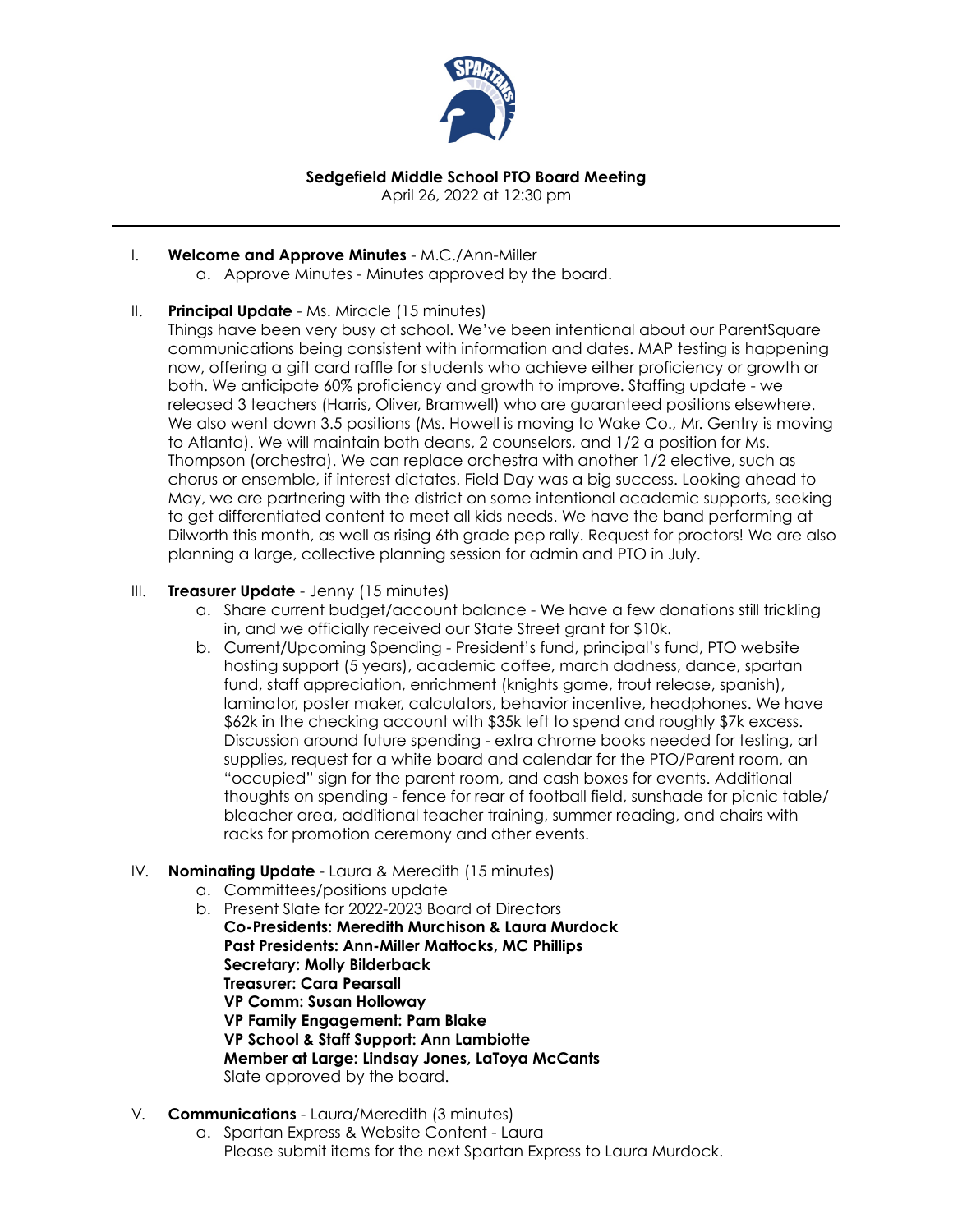# Sedgefield Middle School PTO Board Meeting

April 26, 2022 at 12:30 pm

---

I. **Welcome and Approve Minutes** - M.C./Ann-Miller
   a. Approve Minutes - Minutes approved by the board.

II. **Principal Update** - Ms. Miracle (15 minutes)
   Things have been very busy at school. We've been intentional about our ParentSquare communications being consistent with information and dates. MAP testing is happening now, offering a gift card raffle for students who achieve either proficiency or growth or both. We anticipate 60% proficiency and growth to improve. Staffing update - we released 3 teachers (Harris, Oliver, Bramwell) who are guaranteed positions elsewhere. We also went down 3.5 positions (Ms. Howell is moving to Wake Co., Mr. Gentry is moving to Atlanta). We will maintain both deans, 2 counselors, and 1/2 a position for Ms. Thompson (orchestra). We can replace orchestra with another 1/2 elective, such as chorus or ensemble, if interest dictates. Field Day was a big success. Looking ahead to May, we are partnering with the district on some intentional academic supports, seeking to get differentiated content to meet all kids needs. We have the band performing at Dilworth this month, as well as rising 6th grade pep rally. Request for proctors! We are also planning a large, collective planning session for admin and PTO in July.

III. **Treasurer Update** - Jenny (15 minutes)
   a. Share current budget/account balance - We have a few donations still trickling in, and we officially received our State Street grant for $10k.
   b. Current/Upcoming Spending - President's fund, principal's fund, PTO website hosting support (5 years), academic coffee, march dadness, dance, spartan fund, staff appreciation, enrichment (knights game, trout release, spanish), laminator, poster maker, calculators, behavior incentive, headphones. We have $62k in the checking account with $35k left to spend and roughly $7k excess. Discussion around future spending - extra chrome books needed for testing, art supplies, request for a white board and calendar for the PTO/Parent room, an "occupied" sign for the parent room, and cash boxes for events. Additional thoughts on spending - fence for rear of football field, sunshade for picnic table/ bleacher area, additional teacher training, summer reading, and chairs with racks for promotion ceremony and other events.

IV. **Nominating Update** - Laura & Meredith (15 minutes)
   a. Committees/positions update
   b. Present Slate for 2022-2023 Board of Directors
      **Co-Presidents: Meredith Murchison & Laura Murdock**
      **Past Presidents: Ann-Miller Mattocks, MC Phillips**
      **Secretary: Molly Bilderback**
      **Treasurer: Cara Pearsall**
      **VP Comm: Susan Holloway**
      **VP Family Engagement: Pam Blake**
      **VP School & Staff Support: Ann Lambiotte**
      **Member at Large: Lindsay Jones, LaToya McCants**
      Slate approved by the board.

V. **Communications** - Laura/Meredith (3 minutes)
   a. Spartan Express & Website Content - Laura
      Please submit items for the next Spartan Express to Laura Murdock.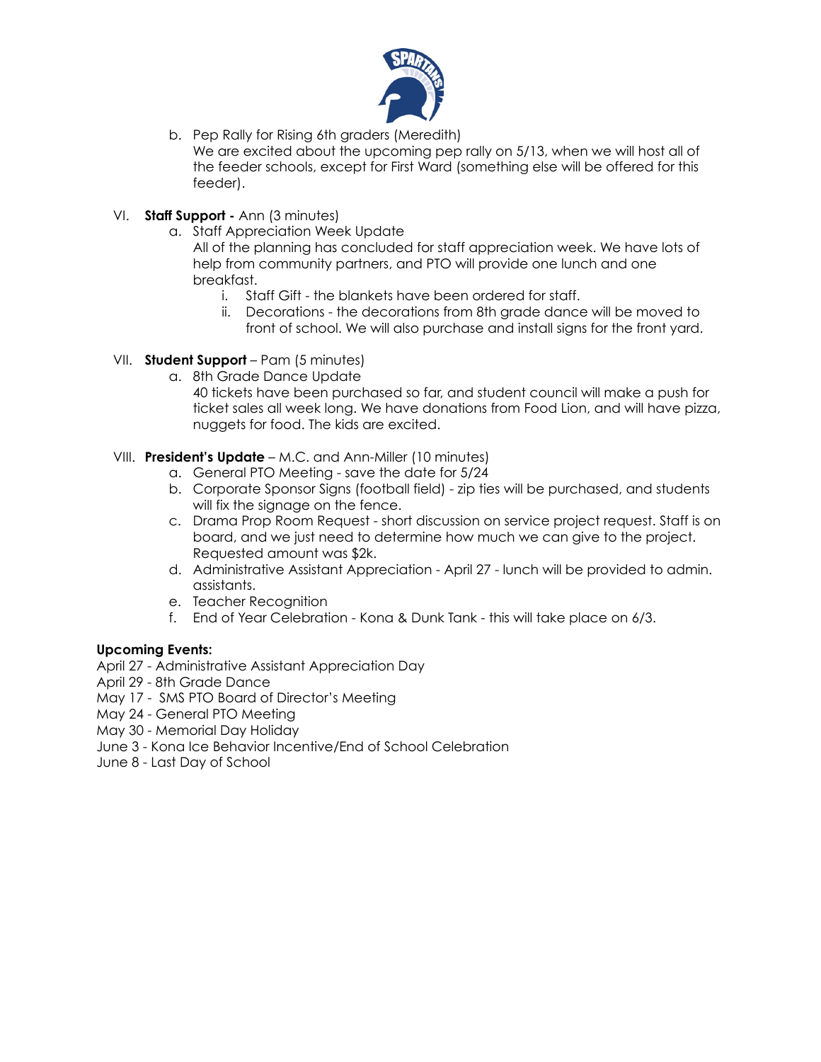b. Pep Rally for Rising 6th graders (Meredith)
   We are excited about the upcoming pep rally on 5/13, when we will host all of the feeder schools, except for First Ward (something else will be offered for this feeder).

VI. **Staff Support -** Ann (3 minutes)

   a. Staff Appreciation Week Update
      All of the planning has concluded for staff appreciation week. We have lots of help from community partners, and PTO will provide one lunch and one breakfast.
      i. Staff Gift - the blankets have been ordered for staff.
      ii. Decorations - the decorations from 8th grade dance will be moved to front of school. We will also purchase and install signs for the front yard.

VII. **Student Support** – Pam (5 minutes)

   a. 8th Grade Dance Update
      40 tickets have been purchased so far, and student council will make a push for ticket sales all week long. We have donations from Food Lion, and will have pizza, nuggets for food. The kids are excited.

VIII. **President's Update** – M.C. and Ann-Miller (10 minutes)

   a. General PTO Meeting - save the date for 5/24
   b. Corporate Sponsor Signs (football field) - zip ties will be purchased, and students will fix the signage on the fence.
   c. Drama Prop Room Request - short discussion on service project request. Staff is on board, and we just need to determine how much we can give to the project. Requested amount was $2k.
   d. Administrative Assistant Appreciation - April 27 - lunch will be provided to admin. assistants.
   e. Teacher Recognition
   f. End of Year Celebration - Kona & Dunk Tank - this will take place on 6/3.

**Upcoming Events:**

April 27 - Administrative Assistant Appreciation Day
April 29 - 8th Grade Dance
May 17 - SMS PTO Board of Director's Meeting
May 24 - General PTO Meeting
May 30 - Memorial Day Holiday
June 3 - Kona Ice Behavior Incentive/End of School Celebration
June 8 - Last Day of School